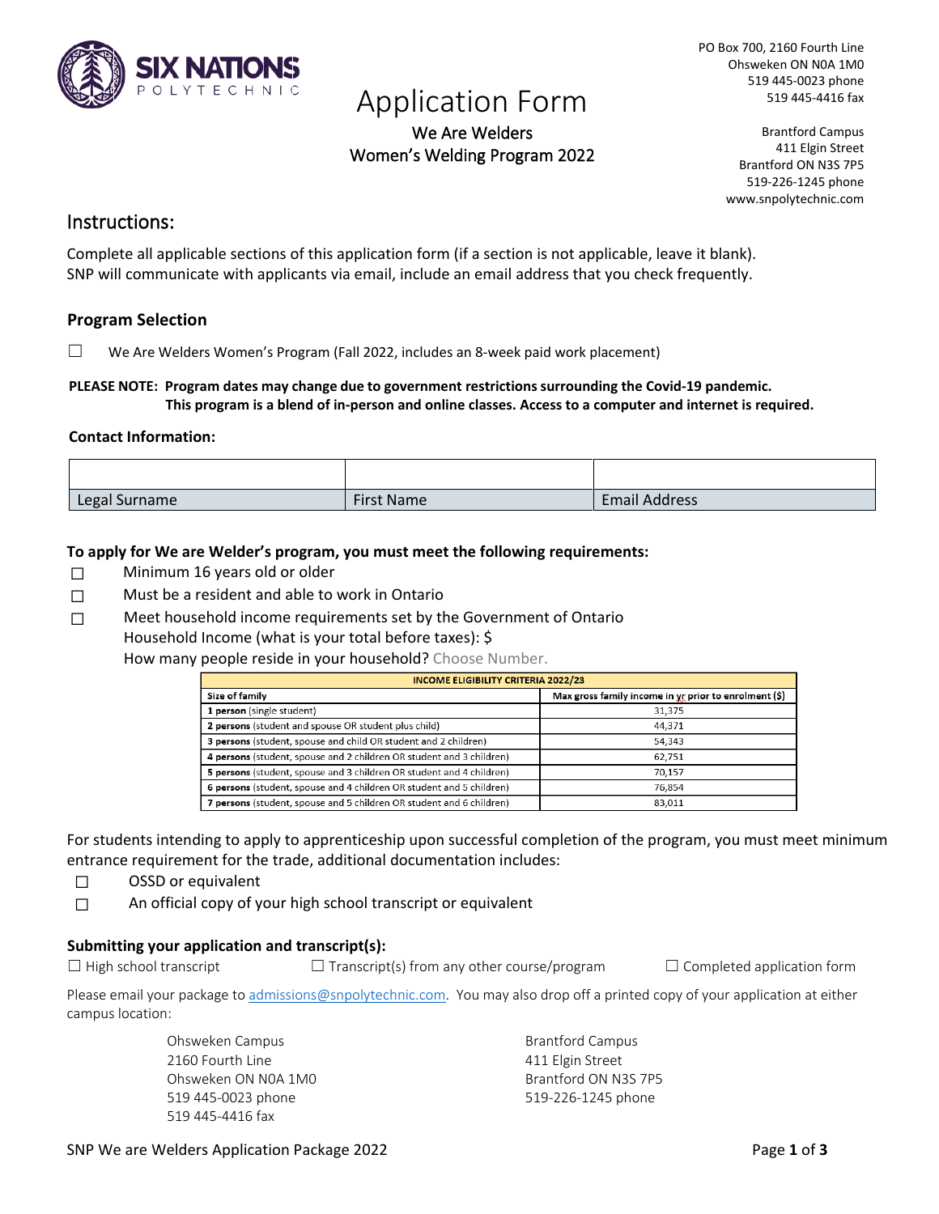SIX NATIONS POLYTECHNIC

PO Box 700, 2160 Fourth Line
Ohsweken ON N0A 1M0
519 445-0023 phone
519 445-4416 fax

Brantford Campus
411 Elgin Street
Brantford ON N3S 7P5
519-226-1245 phone
www.snpolytechnic.com

# Application Form

We Are Welders
Women's Welding Program 2022

## Instructions:

Complete all applicable sections of this application form (if a section is not applicable, leave it blank).
SNP will communicate with applicants via email, include an email address that you check frequently.

### Program Selection

☐ We Are Welders Women's Program (Fall 2022, includes an 8-week paid work placement)

**PLEASE NOTE: Program dates may change due to government restrictions surrounding the Covid-19 pandemic.**
**This program is a blend of in-person and online classes. Access to a computer and internet is required.**

**Contact Information:**

| | | |
|---|---|---|
| Legal Surname | First Name | Email Address |

**To apply for We are Welder's program, you must meet the following requirements:**

- ☐ Minimum 16 years old or older
- ☐ Must be a resident and able to work in Ontario
- ☐ Meet household income requirements set by the Government of Ontario
  Household Income (what is your total before taxes): $
  How many people reside in your household? Choose Number.

| INCOME ELIGIBILITY CRITERIA 2022/23 | |
|---|---|
| Size of family | Max gross family income in yr prior to enrolment ($) |
| **1 person** (single student) | 31,375 |
| **2 persons** (student and spouse OR student plus child) | 44,371 |
| **3 persons** (student, spouse and child OR student and 2 children) | 54,343 |
| **4 persons** (student, spouse and 2 children OR student and 3 children) | 62,751 |
| **5 persons** (student, spouse and 3 children OR student and 4 children) | 70,157 |
| **6 persons** (student, spouse and 4 children OR student and 5 children) | 76,854 |
| **7 persons** (student, spouse and 5 children OR student and 6 children) | 83,011 |

For students intending to apply to apprenticeship upon successful completion of the program, you must meet minimum entrance requirement for the trade, additional documentation includes:

- ☐ OSSD or equivalent
- ☐ An official copy of your high school transcript or equivalent

**Submitting your application and transcript(s):**

☐ High school transcript ☐ Transcript(s) from any other course/program ☐ Completed application form

Please email your package to admissions@snpolytechnic.com. You may also drop off a printed copy of your application at either campus location:

Ohsweken Campus
2160 Fourth Line
Ohsweken ON N0A 1M0
519 445-0023 phone
519 445-4416 fax

Brantford Campus
411 Elgin Street
Brantford ON N3S 7P5
519-226-1245 phone

SNP We are Welders Application Package 2022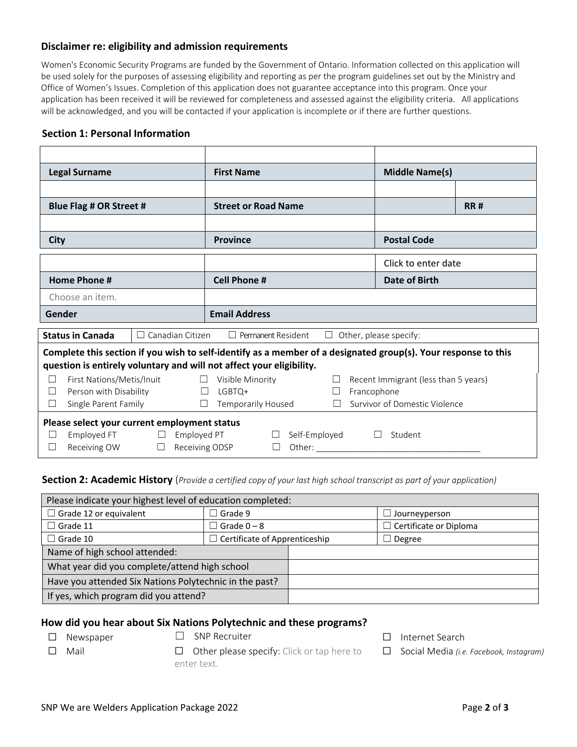### Disclaimer re: eligibility and admission requirements

Women's Economic Security Programs are funded by the Government of Ontario. Information collected on this application will be used solely for the purposes of assessing eligibility and reporting as per the program guidelines set out by the Ministry and Office of Women's Issues. Completion of this application does not guarantee acceptance into this program. Once your application has been received it will be reviewed for completeness and assessed against the eligibility criteria. All applications will be acknowledged, and you will be contacted if your application is incomplete or if there are further questions.

### Section 1: Personal Information

| | | | |
|---|---|---|---|
| | | | |
| **Legal Surname** | **First Name** | **Middle Name(s)** | |
| | | | |
| **Blue Flag # OR Street #** | **Street or Road Name** | | **RR #** |
| | | | |
| **City** | **Province** | **Postal Code** | |

| | | |
|---|---|---|
| | | Click to enter date |
| **Home Phone #** | **Cell Phone #** | **Date of Birth** |
| Choose an item. | | |
| **Gender** | **Email Address** | |

**Status in Canada** ☐ Canadian Citizen ☐ Permanent Resident ☐ Other, please specify:

**Complete this section if you wish to self-identify as a member of a designated group(s). Your response to this question is entirely voluntary and will not affect your eligibility.**

| | | |
|---|---|---|
| ☐ First Nations/Metis/Inuit | ☐ Visible Minority | ☐ Recent Immigrant (less than 5 years) |
| ☐ Person with Disability | ☐ LGBTQ+ | ☐ Francophone |
| ☐ Single Parent Family | ☐ Temporarily Housed | ☐ Survivor of Domestic Violence |

**Please select your current employment status**

| | | | |
|---|---|---|---|
| ☐ Employed FT | ☐ Employed PT | ☐ Self-Employed | ☐ Student |
| ☐ Receiving OW | ☐ Receiving ODSP | ☐ Other: ___________________________________ | |

### Section 2: Academic History (*Provide a certified copy of your last high school transcript as part of your application)*

| Please indicate your highest level of education completed: | | |
|---|---|---|
| ☐ Grade 12 or equivalent | ☐ Grade 9 | ☐ Journeyperson |
| ☐ Grade 11 | ☐ Grade 0 – 8 | ☐ Certificate or Diploma |
| ☐ Grade 10 | ☐ Certificate of Apprenticeship | ☐ Degree |

| | |
|---|---|
| Name of high school attended: | |
| What year did you complete/attend high school | |
| Have you attended Six Nations Polytechnic in the past? | |
| If yes, which program did you attend? | |

### How did you hear about Six Nations Polytechnic and these programs?

| | | |
|---|---|---|
| ☐ Newspaper | ☐ SNP Recruiter | ☐ Internet Search |
| ☐ Mail | ☐ Other please specify: Click or tap here to enter text. | ☐ Social Media *(i.e. Facebook, Instagram)* |

SNP We are Welders Application Package 2022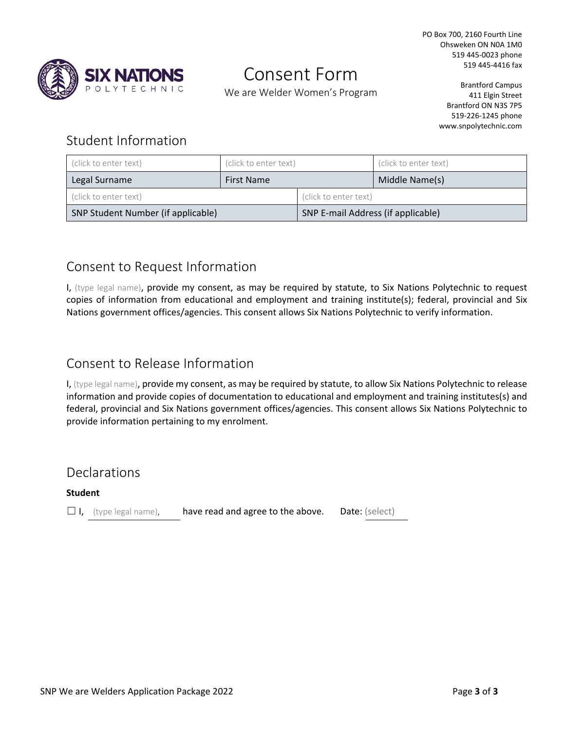PO Box 700, 2160 Fourth Line
Ohsweken ON N0A 1M0
519 445-0023 phone
519 445-4416 fax

Brantford Campus
411 Elgin Street
Brantford ON N3S 7P5
519-226-1245 phone
www.snpolytechnic.com

SIX NATIONS POLYTECHNIC

# Consent Form

We are Welder Women's Program

## Student Information

| | | |
|---|---|---|
| (click to enter text) | (click to enter text) | (click to enter text) |
| Legal Surname | First Name | Middle Name(s) |

| | |
|---|---|
| (click to enter text) | (click to enter text) |
| SNP Student Number (if applicable) | SNP E-mail Address (if applicable) |

## Consent to Request Information

I, (type legal name), provide my consent, as may be required by statute, to Six Nations Polytechnic to request copies of information from educational and employment and training institute(s); federal, provincial and Six Nations government offices/agencies. This consent allows Six Nations Polytechnic to verify information.

## Consent to Release Information

I, (type legal name), provide my consent, as may be required by statute, to allow Six Nations Polytechnic to release information and provide copies of documentation to educational and employment and training institutes(s) and federal, provincial and Six Nations government offices/agencies. This consent allows Six Nations Polytechnic to provide information pertaining to my enrolment.

## Declarations

**Student**

☐ I, (type legal name), have read and agree to the above. Date: (select)